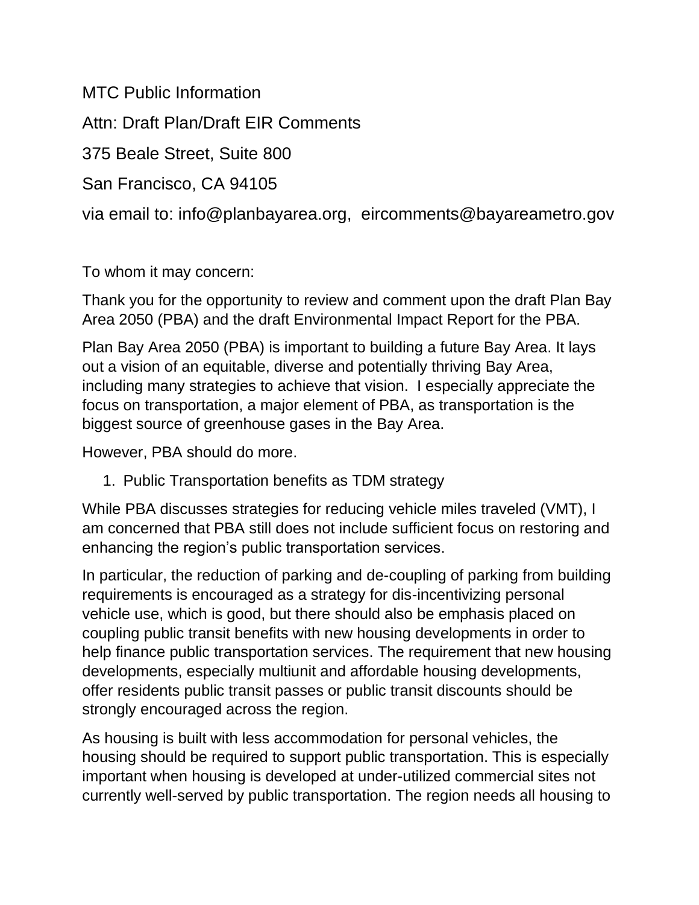MTC Public Information

Attn: Draft Plan/Draft EIR Comments

375 Beale Street, Suite 800

San Francisco, CA 94105

via email to: info@planbayarea.org, eircomments@bayareametro.gov

To whom it may concern:

Thank you for the opportunity to review and comment upon the draft Plan Bay Area 2050 (PBA) and the draft Environmental Impact Report for the PBA.

Plan Bay Area 2050 (PBA) is important to building a future Bay Area. It lays out a vision of an equitable, diverse and potentially thriving Bay Area, including many strategies to achieve that vision. I especially appreciate the focus on transportation, a major element of PBA, as transportation is the biggest source of greenhouse gases in the Bay Area.

However, PBA should do more.

1. Public Transportation benefits as TDM strategy

While PBA discusses strategies for reducing vehicle miles traveled (VMT), I am concerned that PBA still does not include sufficient focus on restoring and enhancing the region's public transportation services.

In particular, the reduction of parking and de-coupling of parking from building requirements is encouraged as a strategy for dis-incentivizing personal vehicle use, which is good, but there should also be emphasis placed on coupling public transit benefits with new housing developments in order to help finance public transportation services. The requirement that new housing developments, especially multiunit and affordable housing developments, offer residents public transit passes or public transit discounts should be strongly encouraged across the region.

As housing is built with less accommodation for personal vehicles, the housing should be required to support public transportation. This is especially important when housing is developed at under-utilized commercial sites not currently well-served by public transportation. The region needs all housing to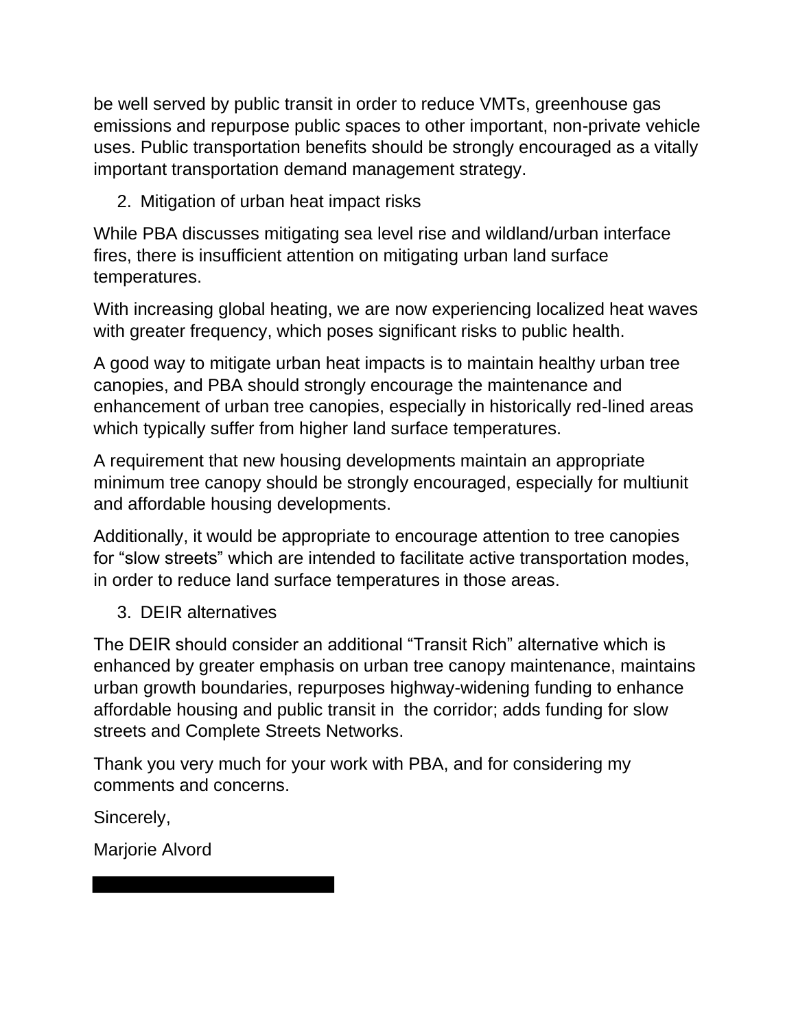be well served by public transit in order to reduce VMTs, greenhouse gas emissions and repurpose public spaces to other important, non-private vehicle uses. Public transportation benefits should be strongly encouraged as a vitally important transportation demand management strategy.

2. Mitigation of urban heat impact risks

While PBA discusses mitigating sea level rise and wildland/urban interface fires, there is insufficient attention on mitigating urban land surface temperatures.

With increasing global heating, we are now experiencing localized heat waves with greater frequency, which poses significant risks to public health.

A good way to mitigate urban heat impacts is to maintain healthy urban tree canopies, and PBA should strongly encourage the maintenance and enhancement of urban tree canopies, especially in historically red-lined areas which typically suffer from higher land surface temperatures.

A requirement that new housing developments maintain an appropriate minimum tree canopy should be strongly encouraged, especially for multiunit and affordable housing developments.

Additionally, it would be appropriate to encourage attention to tree canopies for "slow streets" which are intended to facilitate active transportation modes, in order to reduce land surface temperatures in those areas.

3. DEIR alternatives

The DEIR should consider an additional "Transit Rich" alternative which is enhanced by greater emphasis on urban tree canopy maintenance, maintains urban growth boundaries, repurposes highway-widening funding to enhance affordable housing and public transit in the corridor; adds funding for slow streets and Complete Streets Networks.

Thank you very much for your work with PBA, and for considering my comments and concerns.

Sincerely,

Marjorie Alvord